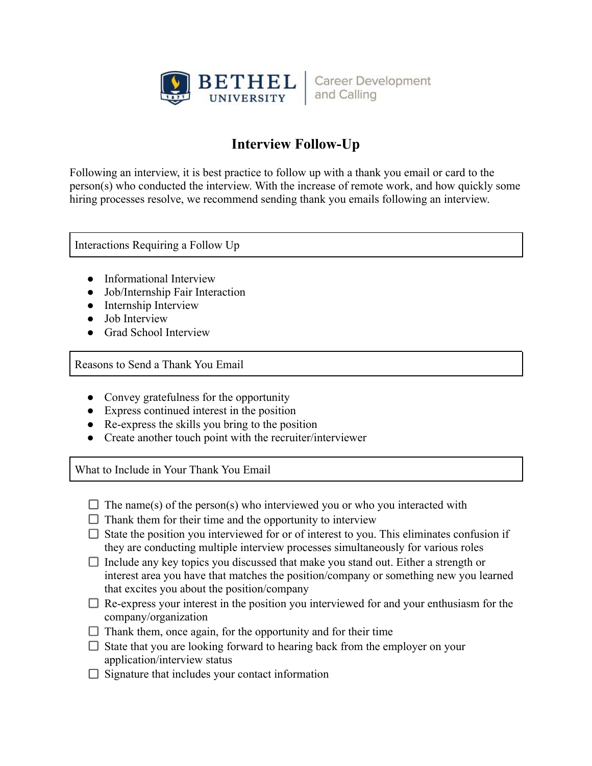# Interview Follow-Up

Following an interview, it is best practice to follow up with a thank you email or card to the person(s) who conducted the interview. With the increase of remote work, and how quickly some hiring processes resolve, we recommend sending thank you emails following an interview.

## Interactions Requiring a Follow Up

- Informational Interview
- Job/Internship Fair Interaction
- Internship Interview
- Job Interview
- Grad School Interview

## Reasons to Send a Thank You Email

- Convey gratefulness for the opportunity
- Express continued interest in the position
- Re-express the skills you bring to the position
- Create another touch point with the recruiter/interviewer

## What to Include in Your Thank You Email

- [ ] The name(s) of the person(s) who interviewed you or who you interacted with
- [ ] Thank them for their time and the opportunity to interview
- [ ] State the position you interviewed for or of interest to you. This eliminates confusion if they are conducting multiple interview processes simultaneously for various roles
- [ ] Include any key topics you discussed that make you stand out. Either a strength or interest area you have that matches the position/company or something new you learned that excites you about the position/company
- [ ] Re-express your interest in the position you interviewed for and your enthusiasm for the company/organization
- [ ] Thank them, once again, for the opportunity and for their time
- [ ] State that you are looking forward to hearing back from the employer on your application/interview status
- [ ] Signature that includes your contact information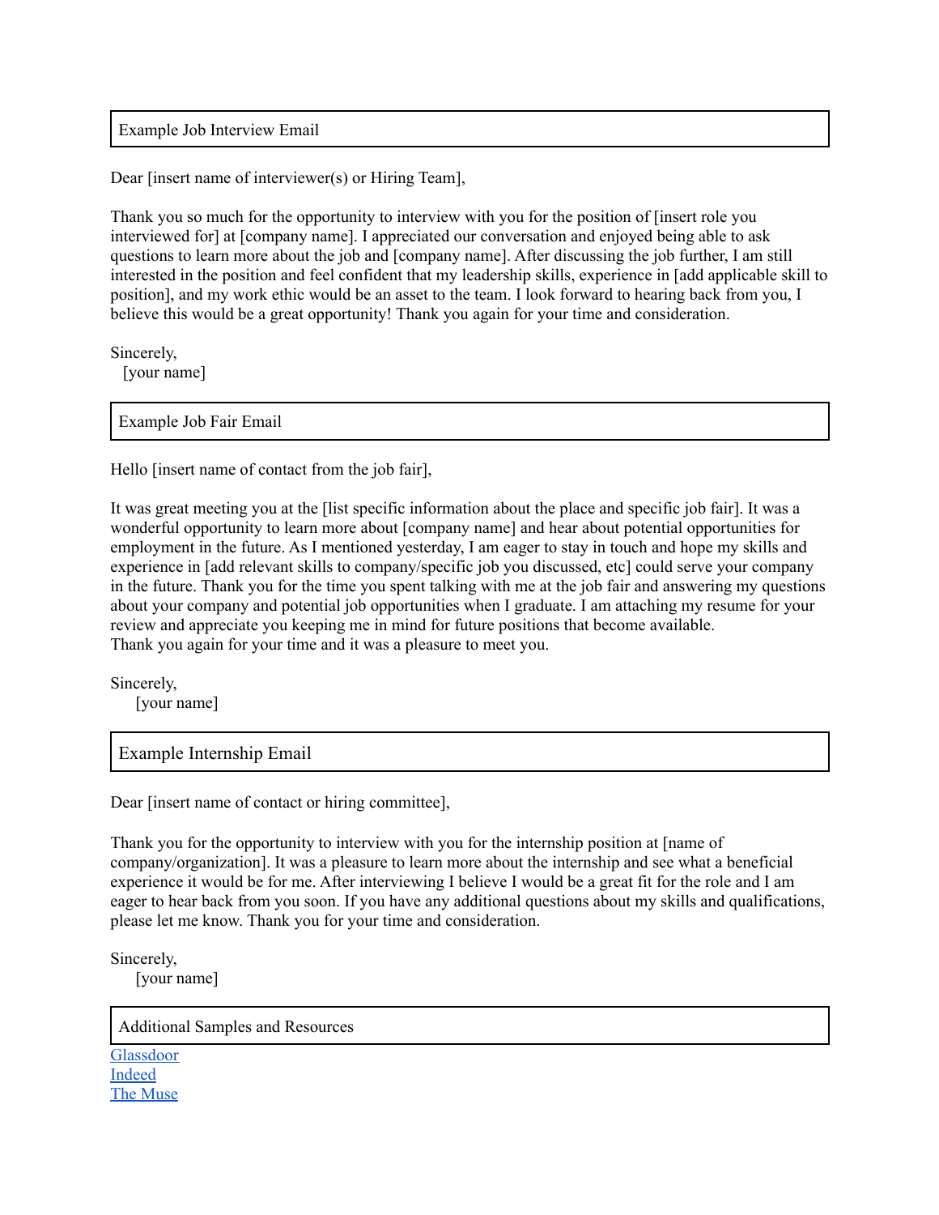## Example Job Interview Email

Dear [insert name of interviewer(s) or Hiring Team],

Thank you so much for the opportunity to interview with you for the position of [insert role you interviewed for] at [company name]. I appreciated our conversation and enjoyed being able to ask questions to learn more about the job and [company name]. After discussing the job further, I am still interested in the position and feel confident that my leadership skills, experience in [add applicable skill to position], and my work ethic would be an asset to the team. I look forward to hearing back from you, I believe this would be a great opportunity! Thank you again for your time and consideration.

Sincerely,
[your name]

## Example Job Fair Email

Hello [insert name of contact from the job fair],

It was great meeting you at the [list specific information about the place and specific job fair]. It was a wonderful opportunity to learn more about [company name] and hear about potential opportunities for employment in the future. As I mentioned yesterday, I am eager to stay in touch and hope my skills and experience in [add relevant skills to company/specific job you discussed, etc] could serve your company in the future. Thank you for the time you spent talking with me at the job fair and answering my questions about your company and potential job opportunities when I graduate. I am attaching my resume for your review and appreciate you keeping me in mind for future positions that become available.
Thank you again for your time and it was a pleasure to meet you.

Sincerely,
[your name]

## Example Internship Email

Dear [insert name of contact or hiring committee],

Thank you for the opportunity to interview with you for the internship position at [name of company/organization]. It was a pleasure to learn more about the internship and see what a beneficial experience it would be for me. After interviewing I believe I would be a great fit for the role and I am eager to hear back from you soon. If you have any additional questions about my skills and qualifications, please let me know. Thank you for your time and consideration.

Sincerely,
[your name]

## Additional Samples and Resources

Glassdoor
Indeed
The Muse